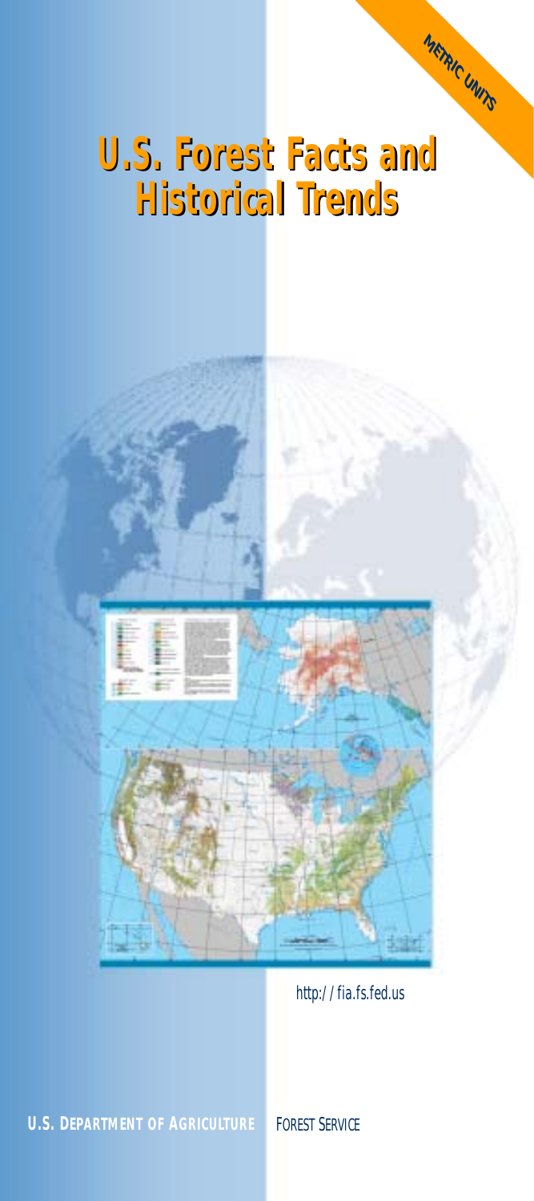METRIC UNITS

# U.S. Forest Facts and Historical Trends

http://fia.fs.fed.us

**U.S. DEPARTMENT OF AGRICULTURE** FOREST SERVICE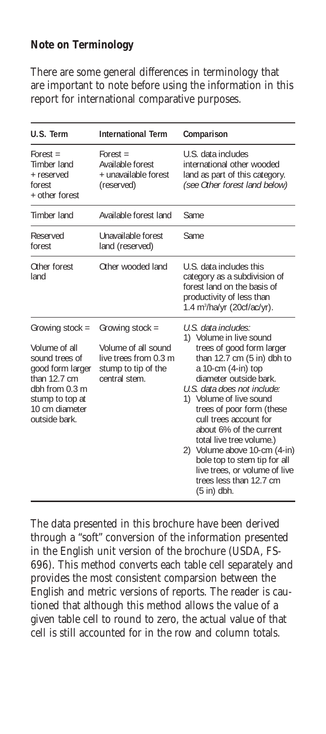## Note on Terminology

There are some general differences in terminology that are important to note before using the information in this report for international comparative purposes.

| U.S. Term | International Term | Comparison |
|---|---|---|
| Forest = Timber land + reserved forest + other forest | Forest = Available forest + unavailable forest (reserved) | U.S. data includes international other wooded land as part of this category. *(see Other forest land below)* |
| Timber land | Available forest land | Same |
| Reserved forest | Unavailable forest land (reserved) | Same |
| Other forest land | Other wooded land | U.S. data includes this category as a subdivision of forest land on the basis of productivity of less than 1.4 $m^3$/ha/yr (20cf/ac/yr). |
| Growing stock = Volume of all sound trees of good form larger than 12.7 cm dbh from 0.3 m stump to top at 10 cm diameter outside bark. | Growing stock = Volume of all sound live trees from 0.3 m stump to tip of the central stem. | *U.S. data includes:* 1) Volume in live sound trees of good form larger than 12.7 cm (5 in) dbh to a 10-cm (4-in) top diameter outside bark. *U.S. data does not include:* 1) Volume of live sound trees of poor form (these cull trees account for about 6% of the current total live tree volume.) 2) Volume above 10-cm (4-in) bole top to stem tip for all live trees, or volume of live trees less than 12.7 cm (5 in) dbh. |

The data presented in this brochure have been derived through a "soft" conversion of the information presented in the English unit version of the brochure (USDA, FS-696). This method converts each table cell separately and provides the most consistent comparsion between the English and metric versions of reports. The reader is cautioned that although this method allows the value of a given table cell to round to zero, the actual value of that cell is still accounted for in the row and column totals.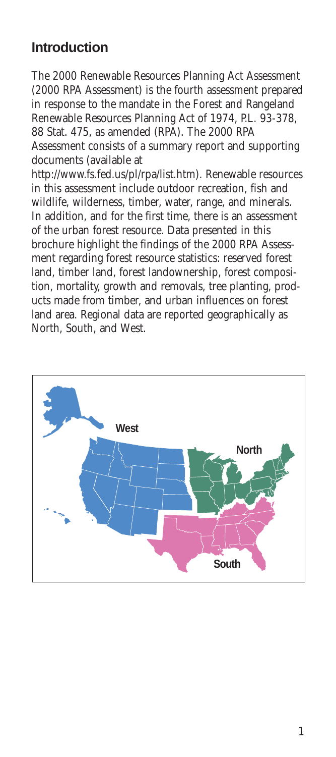## Introduction

The 2000 Renewable Resources Planning Act Assessment (2000 RPA Assessment) is the fourth assessment prepared in response to the mandate in the Forest and Rangeland Renewable Resources Planning Act of 1974, P.L. 93-378, 88 Stat. 475, as amended (RPA). The 2000 RPA Assessment consists of a summary report and supporting documents (available at http://www.fs.fed.us/pl/rpa/list.htm). Renewable resources in this assessment include outdoor recreation, fish and wildlife, wilderness, timber, water, range, and minerals. In addition, and for the first time, there is an assessment of the urban forest resource. Data presented in this brochure highlight the findings of the 2000 RPA Assessment regarding forest resource statistics: reserved forest land, timber land, forest landownership, forest composition, mortality, growth and removals, tree planting, products made from timber, and urban influences on forest land area. Regional data are reported geographically as North, South, and West.

West

North

South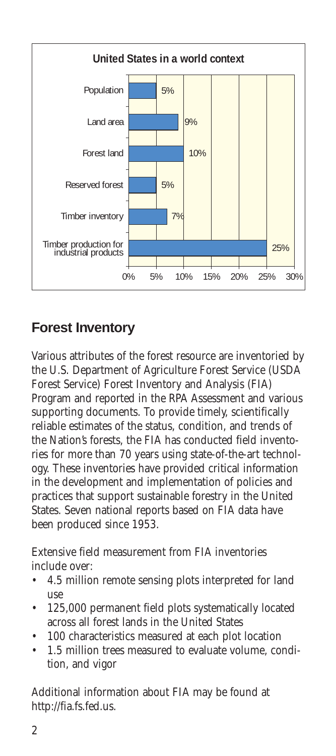**United States in a world context**

| Category | Percent |
| --- | --- |
| Population | 5% |
| Land area | 9% |
| Forest land | 10% |
| Reserved forest | 5% |
| Timber inventory | 7% |
| Timber production for industrial products | 25% |

## Forest Inventory

Various attributes of the forest resource are inventoried by the U.S. Department of Agriculture Forest Service (USDA Forest Service) Forest Inventory and Analysis (FIA) Program and reported in the RPA Assessment and various supporting documents. To provide timely, scientifically reliable estimates of the status, condition, and trends of the Nation's forests, the FIA has conducted field inventories for more than 70 years using state-of-the-art technology. These inventories have provided critical information in the development and implementation of policies and practices that support sustainable forestry in the United States. Seven national reports based on FIA data have been produced since 1953.

Extensive field measurement from FIA inventories include over:

- 4.5 million remote sensing plots interpreted for land use
- 125,000 permanent field plots systematically located across all forest lands in the United States
- 100 characteristics measured at each plot location
- 1.5 million trees measured to evaluate volume, condition, and vigor

Additional information about FIA may be found at http://fia.fs.fed.us.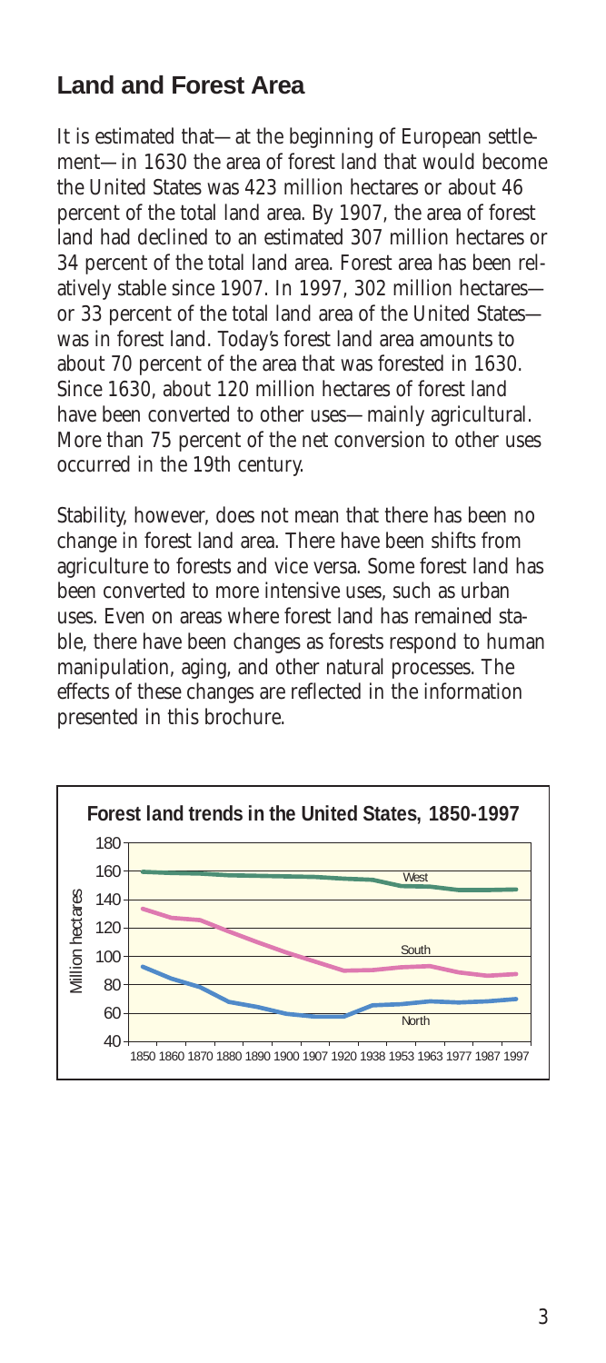## Land and Forest Area

It is estimated that—at the beginning of European settlement—in 1630 the area of forest land that would become the United States was 423 million hectares or about 46 percent of the total land area. By 1907, the area of forest land had declined to an estimated 307 million hectares or 34 percent of the total land area. Forest area has been relatively stable since 1907. In 1997, 302 million hectares—or 33 percent of the total land area of the United States—was in forest land. Today's forest land area amounts to about 70 percent of the area that was forested in 1630. Since 1630, about 120 million hectares of forest land have been converted to other uses—mainly agricultural. More than 75 percent of the net conversion to other uses occurred in the 19th century.

Stability, however, does not mean that there has been no change in forest land area. There have been shifts from agriculture to forests and vice versa. Some forest land has been converted to more intensive uses, such as urban uses. Even on areas where forest land has remained stable, there have been changes as forests respond to human manipulation, aging, and other natural processes. The effects of these changes are reflected in the information presented in this brochure.

**Forest land trends in the United States, 1850-1997**

Million hectares

West

South

North

1850 1860 1870 1880 1890 1900 1907 1920 1938 1953 1963 1977 1987 1997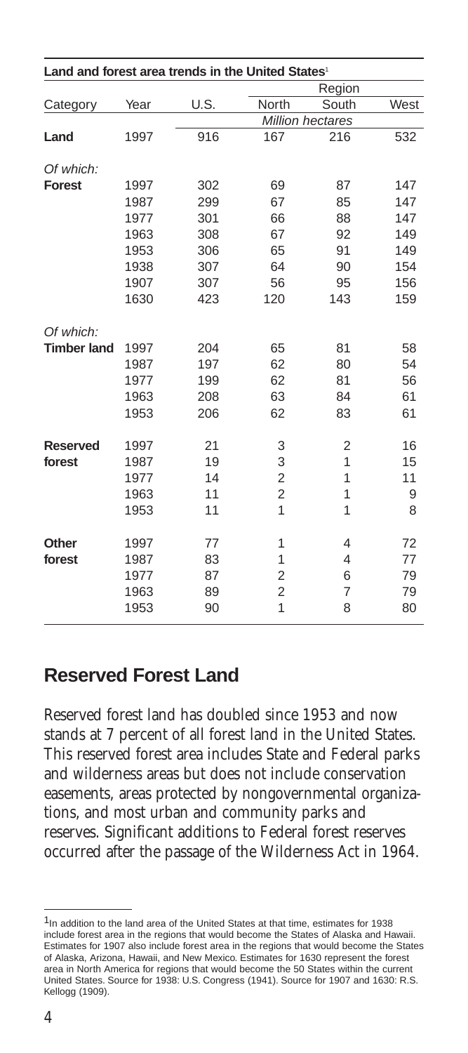| Land and forest area trends in the United States[1] | | | | | |
|---|---|---|---|---|---|
| | | | Region | | |
| Category | Year | U.S. | North | South | West |
| | | | *Million hectares* | | |
| **Land** | 1997 | 916 | 167 | 216 | 532 |
| *Of which:* | | | | | |
| **Forest** | 1997 | 302 | 69 | 87 | 147 |
| | 1987 | 299 | 67 | 85 | 147 |
| | 1977 | 301 | 66 | 88 | 147 |
| | 1963 | 308 | 67 | 92 | 149 |
| | 1953 | 306 | 65 | 91 | 149 |
| | 1938 | 307 | 64 | 90 | 154 |
| | 1907 | 307 | 56 | 95 | 156 |
| | 1630 | 423 | 120 | 143 | 159 |
| *Of which:* | | | | | |
| **Timber land** | 1997 | 204 | 65 | 81 | 58 |
| | 1987 | 197 | 62 | 80 | 54 |
| | 1977 | 199 | 62 | 81 | 56 |
| | 1963 | 208 | 63 | 84 | 61 |
| | 1953 | 206 | 62 | 83 | 61 |
| **Reserved forest** | 1997 | 21 | 3 | 2 | 16 |
| | 1987 | 19 | 3 | 1 | 15 |
| | 1977 | 14 | 2 | 1 | 11 |
| | 1963 | 11 | 2 | 1 | 9 |
| | 1953 | 11 | 1 | 1 | 8 |
| **Other forest** | 1997 | 77 | 1 | 4 | 72 |
| | 1987 | 83 | 1 | 4 | 77 |
| | 1977 | 87 | 2 | 6 | 79 |
| | 1963 | 89 | 2 | 7 | 79 |
| | 1953 | 90 | 1 | 8 | 80 |

## Reserved Forest Land

Reserved forest land has doubled since 1953 and now stands at 7 percent of all forest land in the United States. This reserved forest area includes State and Federal parks and wilderness areas but does not include conservation easements, areas protected by nongovernmental organizations, and most urban and community parks and reserves. Significant additions to Federal forest reserves occurred after the passage of the Wilderness Act in 1964.

[1] In addition to the land area of the United States at that time, estimates for 1938 include forest area in the regions that would become the States of Alaska and Hawaii. Estimates for 1907 also include forest area in the regions that would become the States of Alaska, Arizona, Hawaii, and New Mexico. Estimates for 1630 represent the forest area in North America for regions that would become the 50 States within the current United States. Source for 1938: U.S. Congress (1941). Source for 1907 and 1630: R.S. Kellogg (1909).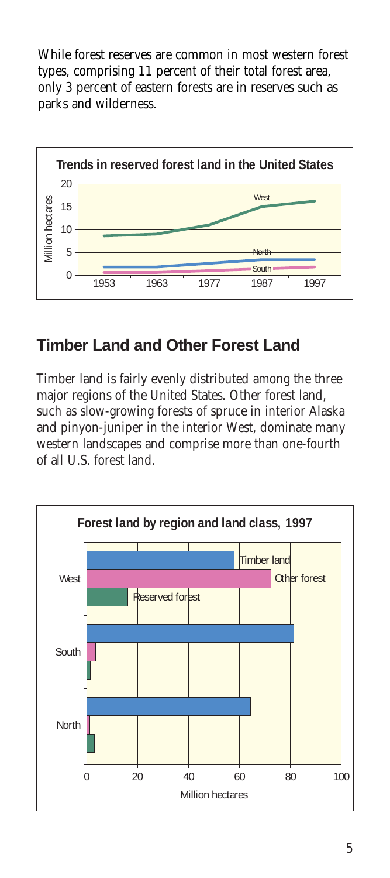While forest reserves are common in most western forest types, comprising 11 percent of their total forest area, only 3 percent of eastern forests are in reserves such as parks and wilderness.

**Trends in reserved forest land in the United States**

## Timber Land and Other Forest Land

Timber land is fairly evenly distributed among the three major regions of the United States. Other forest land, such as slow-growing forests of spruce in interior Alaska and pinyon-juniper in the interior West, dominate many western landscapes and comprise more than one-fourth of all U.S. forest land.

**Forest land by region and land class, 1997**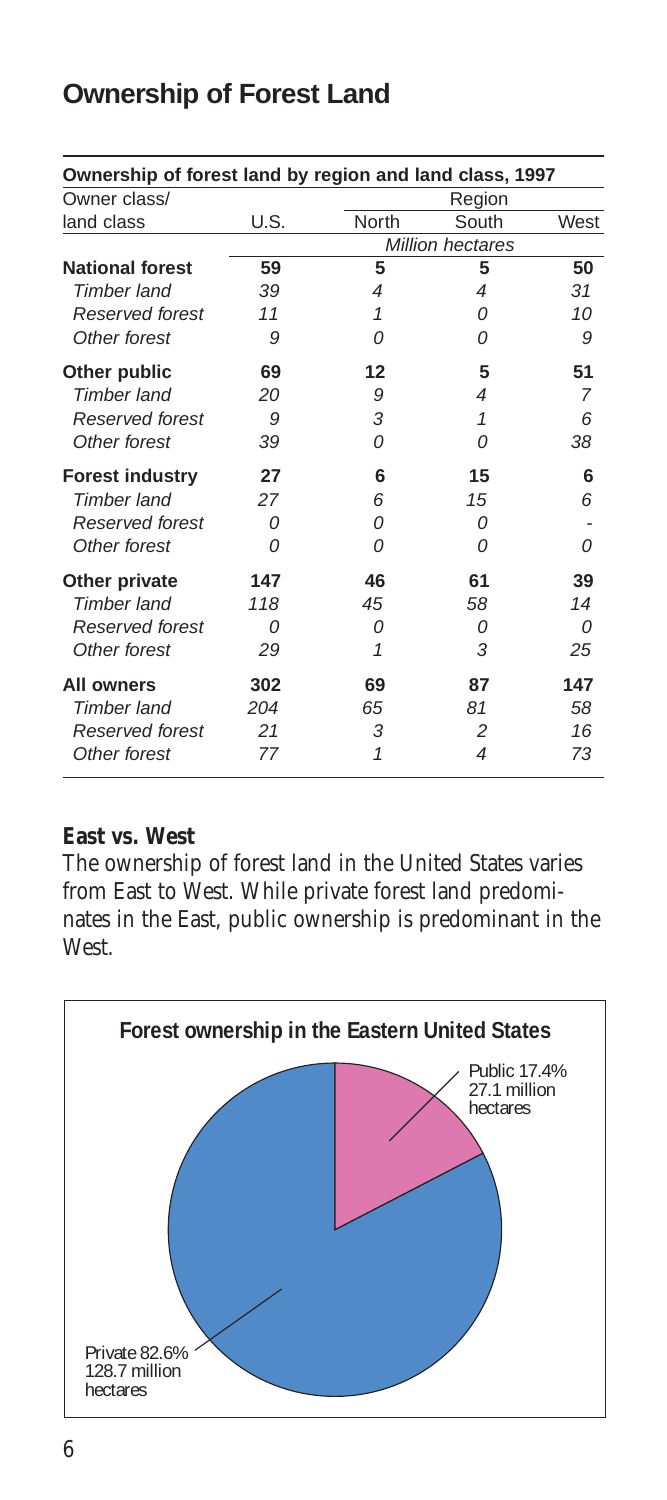# Ownership of Forest Land

**Ownership of forest land by region and land class, 1997**

| Owner class/ land class | U.S. | North | South | West |
|---|---|---|---|---|
| | | *Million hectares* | | |
| **National forest** | **59** | **5** | **5** | **50** |
| *Timber land* | *39* | *4* | *4* | *31* |
| *Reserved forest* | *11* | *1* | *0* | *10* |
| *Other forest* | *9* | *0* | *0* | *9* |
| **Other public** | **69** | **12** | **5** | **51** |
| *Timber land* | *20* | *9* | *4* | *7* |
| *Reserved forest* | *9* | *3* | *1* | *6* |
| *Other forest* | *39* | *0* | *0* | *38* |
| **Forest industry** | **27** | **6** | **15** | **6** |
| *Timber land* | *27* | *6* | *15* | *6* |
| *Reserved forest* | *0* | *0* | *0* | - |
| *Other forest* | *0* | *0* | *0* | *0* |
| **Other private** | **147** | **46** | **61** | **39** |
| *Timber land* | *118* | *45* | *58* | *14* |
| *Reserved forest* | *0* | *0* | *0* | *0* |
| *Other forest* | *29* | *1* | *3* | *25* |
| **All owners** | **302** | **69** | **87** | **147** |
| *Timber land* | *204* | *65* | *81* | *58* |
| *Reserved forest* | *21* | *3* | *2* | *16* |
| *Other forest* | *77* | *1* | *4* | *73* |

## East vs. West

The ownership of forest land in the United States varies from East to West. While private forest land predominates in the East, public ownership is predominant in the West.

**Forest ownership in the Eastern United States**

Public 17.4% 27.1 million hectares

Private 82.6% 128.7 million hectares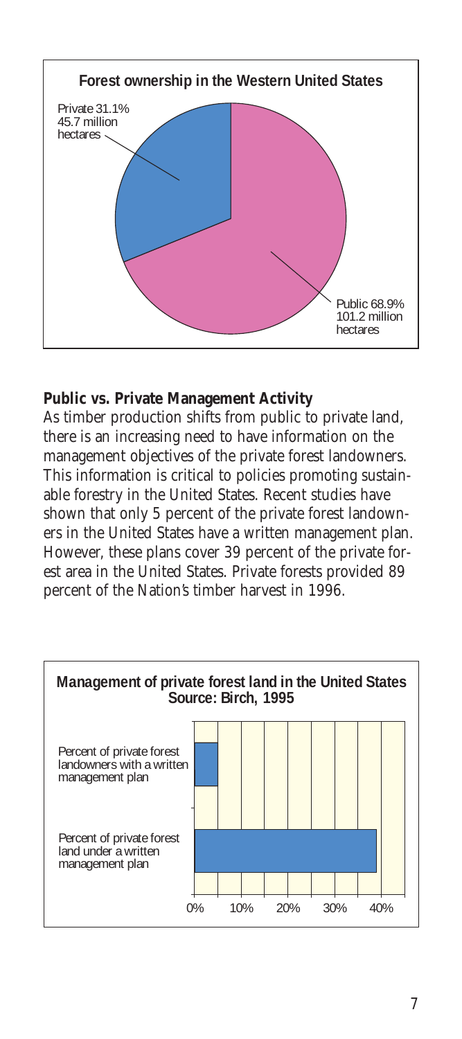**Forest ownership in the Western United States**

Private 31.1%
45.7 million
hectares

Public 68.9%
101.2 million
hectares

### Public vs. Private Management Activity

As timber production shifts from public to private land, there is an increasing need to have information on the management objectives of the private forest landowners. This information is critical to policies promoting sustainable forestry in the United States. Recent studies have shown that only 5 percent of the private forest landowners in the United States have a written management plan. However, these plans cover 39 percent of the private forest area in the United States. Private forests provided 89 percent of the Nation's timber harvest in 1996.

**Management of private forest land in the United States**
**Source: Birch, 1995**

Percent of private forest landowners with a written management plan

Percent of private forest land under a written management plan

0% 10% 20% 30% 40%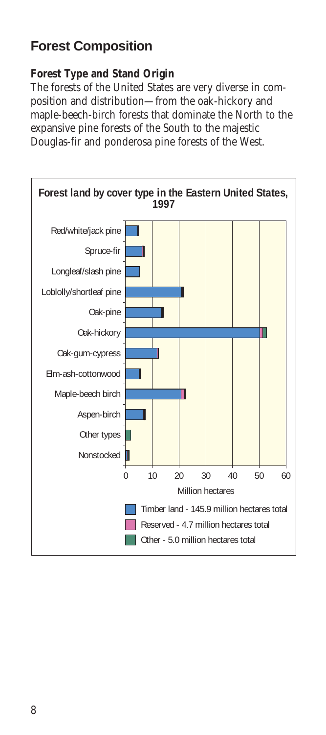## Forest Composition

### Forest Type and Stand Origin

The forests of the United States are very diverse in composition and distribution—from the oak-hickory and maple-beech-birch forests that dominate the North to the expansive pine forests of the South to the majestic Douglas-fir and ponderosa pine forests of the West.

**Forest land by cover type in the Eastern United States, 1997**

Red/white/jack pine
Spruce-fir
Longleaf/slash pine
Loblolly/shortleaf pine
Oak-pine
Oak-hickory
Oak-gum-cypress
Elm-ash-cottonwood
Maple-beech birch
Aspen-birch
Other types
Nonstocked

0 10 20 30 40 50 60

Million hectares

- Timber land - 145.9 million hectares total
- Reserved - 4.7 million hectares total
- Other - 5.0 million hectares total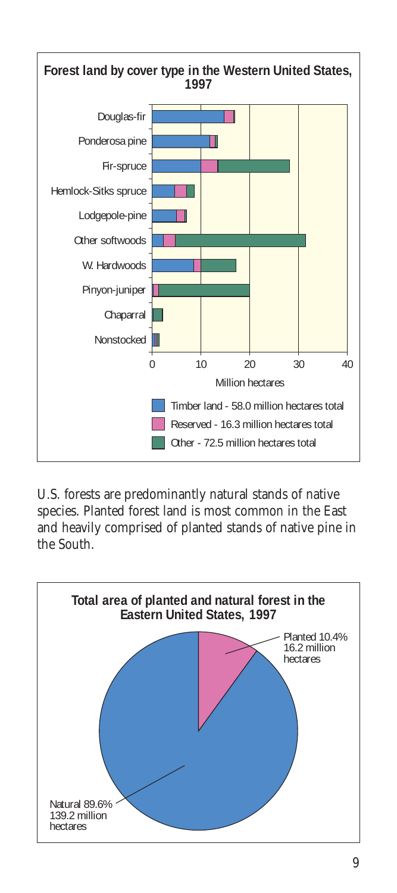**Forest land by cover type in the Western United States, 1997**

Douglas-fir
Ponderosa pine
Fir-spruce
Hemlock-Sitks spruce
Lodgepole-pine
Other softwoods
W. Hardwoods
Pinyon-juniper
Chaparral
Nonstocked

0 10 20 30 40

Million hectares

- Timber land - 58.0 million hectares total
- Reserved - 16.3 million hectares total
- Other - 72.5 million hectares total

U.S. forests are predominantly natural stands of native species. Planted forest land is most common in the East and heavily comprised of planted stands of native pine in the South.

**Total area of planted and natural forest in the Eastern United States, 1997**

Planted 10.4%
16.2 million hectares

Natural 89.6%
139.2 million hectares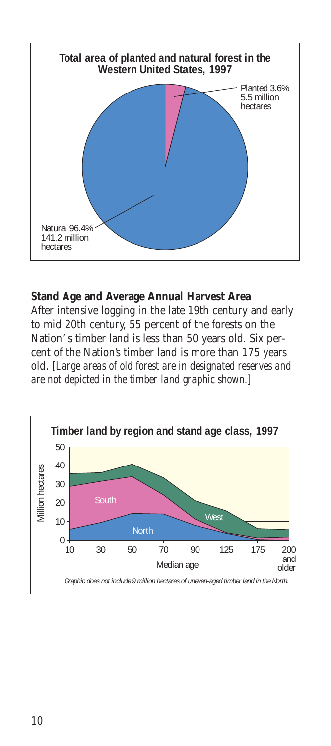**Total area of planted and natural forest in the Western United States, 1997**

Planted 3.6% 5.5 million hectares

Natural 96.4% 141.2 million hectares

## Stand Age and Average Annual Harvest Area

After intensive logging in the late 19th century and early to mid 20th century, 55 percent of the forests on the Nation' s timber land is less than 50 years old. Six percent of the Nation's timber land is more than 175 years old. *[Large areas of old forest are in designated reserves and are not depicted in the timber land graphic shown.]*

**Timber land by region and stand age class, 1997**

Million hectares: 0, 10, 20, 30, 40, 50

Median age: 10, 30, 50, 70, 90, 125, 175, 200 and older

South, West, North

*Graphic does not include 9 million hectares of uneven-aged timber land in the North.*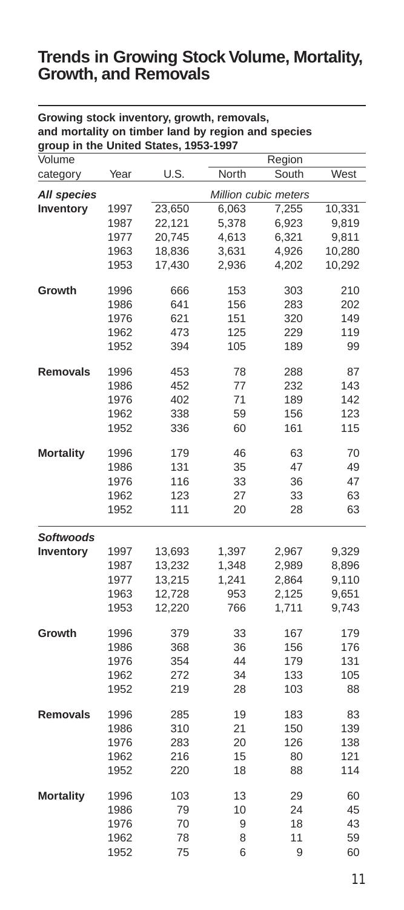# Trends in Growing Stock Volume, Mortality, Growth, and Removals

**Growing stock inventory, growth, removals, and mortality on timber land by region and species group in the United States, 1953-1997**

| Volume category | Year | U.S. | North | South | West |
|---|---|---|---|---|---|
| | | | | Region | |
| ***All species*** | | | | *Million cubic meters* | |
| **Inventory** | 1997 | 23,650 | 6,063 | 7,255 | 10,331 |
| | 1987 | 22,121 | 5,378 | 6,923 | 9,819 |
| | 1977 | 20,745 | 4,613 | 6,321 | 9,811 |
| | 1963 | 18,836 | 3,631 | 4,926 | 10,280 |
| | 1953 | 17,430 | 2,936 | 4,202 | 10,292 |
| **Growth** | 1996 | 666 | 153 | 303 | 210 |
| | 1986 | 641 | 156 | 283 | 202 |
| | 1976 | 621 | 151 | 320 | 149 |
| | 1962 | 473 | 125 | 229 | 119 |
| | 1952 | 394 | 105 | 189 | 99 |
| **Removals** | 1996 | 453 | 78 | 288 | 87 |
| | 1986 | 452 | 77 | 232 | 143 |
| | 1976 | 402 | 71 | 189 | 142 |
| | 1962 | 338 | 59 | 156 | 123 |
| | 1952 | 336 | 60 | 161 | 115 |
| **Mortality** | 1996 | 179 | 46 | 63 | 70 |
| | 1986 | 131 | 35 | 47 | 49 |
| | 1976 | 116 | 33 | 36 | 47 |
| | 1962 | 123 | 27 | 33 | 63 |
| | 1952 | 111 | 20 | 28 | 63 |
| ***Softwoods*** | | | | | |
| **Inventory** | 1997 | 13,693 | 1,397 | 2,967 | 9,329 |
| | 1987 | 13,232 | 1,348 | 2,989 | 8,896 |
| | 1977 | 13,215 | 1,241 | 2,864 | 9,110 |
| | 1963 | 12,728 | 953 | 2,125 | 9,651 |
| | 1953 | 12,220 | 766 | 1,711 | 9,743 |
| **Growth** | 1996 | 379 | 33 | 167 | 179 |
| | 1986 | 368 | 36 | 156 | 176 |
| | 1976 | 354 | 44 | 179 | 131 |
| | 1962 | 272 | 34 | 133 | 105 |
| | 1952 | 219 | 28 | 103 | 88 |
| **Removals** | 1996 | 285 | 19 | 183 | 83 |
| | 1986 | 310 | 21 | 150 | 139 |
| | 1976 | 283 | 20 | 126 | 138 |
| | 1962 | 216 | 15 | 80 | 121 |
| | 1952 | 220 | 18 | 88 | 114 |
| **Mortality** | 1996 | 103 | 13 | 29 | 60 |
| | 1986 | 79 | 10 | 24 | 45 |
| | 1976 | 70 | 9 | 18 | 43 |
| | 1962 | 78 | 8 | 11 | 59 |
| | 1952 | 75 | 6 | 9 | 60 |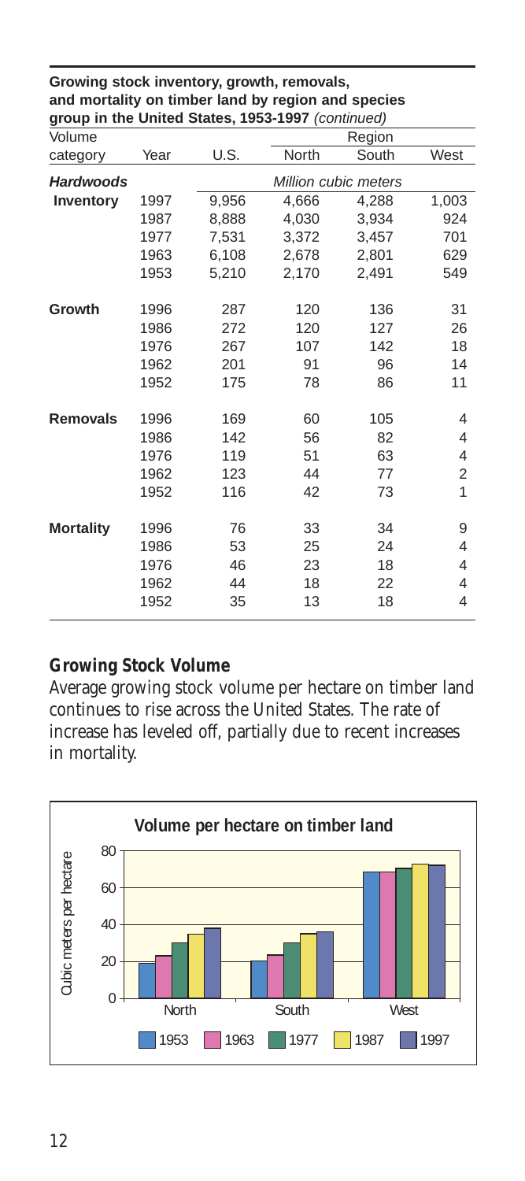**Growing stock inventory, growth, removals, and mortality on timber land by region and species group in the United States, 1953-1997** *(continued)*

| Volume category | Year | U.S. | Region | | |
|---|---|---|---|---|---|
| | | | North | South | West |
| ***Hardwoods*** | | *Million cubic meters* | | | |
| **Inventory** | 1997 | 9,956 | 4,666 | 4,288 | 1,003 |
| | 1987 | 8,888 | 4,030 | 3,934 | 924 |
| | 1977 | 7,531 | 3,372 | 3,457 | 701 |
| | 1963 | 6,108 | 2,678 | 2,801 | 629 |
| | 1953 | 5,210 | 2,170 | 2,491 | 549 |
| **Growth** | 1996 | 287 | 120 | 136 | 31 |
| | 1986 | 272 | 120 | 127 | 26 |
| | 1976 | 267 | 107 | 142 | 18 |
| | 1962 | 201 | 91 | 96 | 14 |
| | 1952 | 175 | 78 | 86 | 11 |
| **Removals** | 1996 | 169 | 60 | 105 | 4 |
| | 1986 | 142 | 56 | 82 | 4 |
| | 1976 | 119 | 51 | 63 | 4 |
| | 1962 | 123 | 44 | 77 | 2 |
| | 1952 | 116 | 42 | 73 | 1 |
| **Mortality** | 1996 | 76 | 33 | 34 | 9 |
| | 1986 | 53 | 25 | 24 | 4 |
| | 1976 | 46 | 23 | 18 | 4 |
| | 1962 | 44 | 18 | 22 | 4 |
| | 1952 | 35 | 13 | 18 | 4 |

## Growing Stock Volume

Average growing stock volume per hectare on timber land continues to rise across the United States. The rate of increase has leveled off, partially due to recent increases in mortality.

**Volume per hectare on timber land**

Cubic meters per hectare

80
60
40
20
0

North South West

1953 1963 1977 1987 1997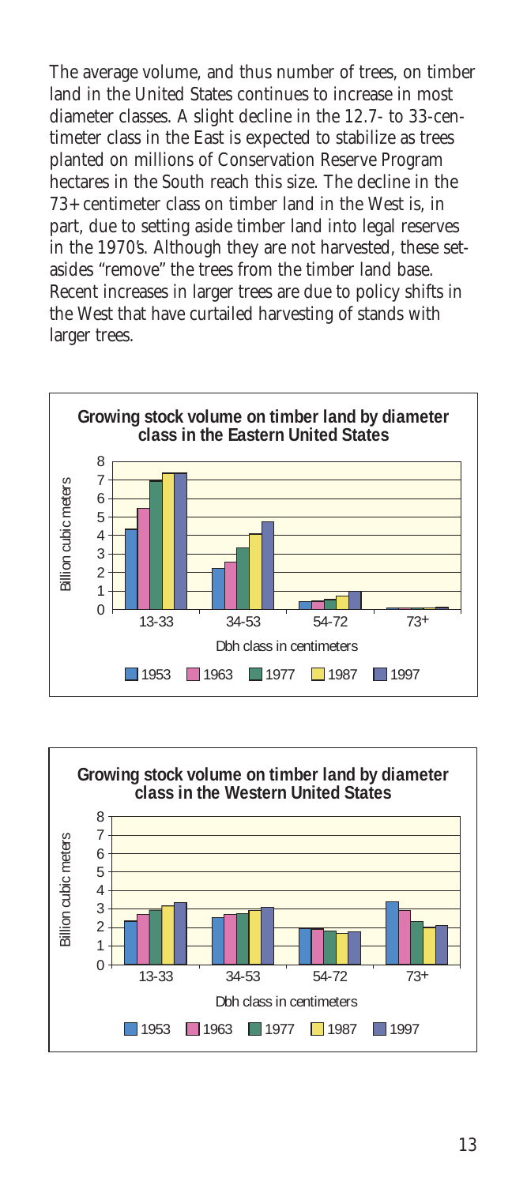The average volume, and thus number of trees, on timber land in the United States continues to increase in most diameter classes. A slight decline in the 12.7- to 33-centimeter class in the East is expected to stabilize as trees planted on millions of Conservation Reserve Program hectares in the South reach this size. The decline in the 73+ centimeter class on timber land in the West is, in part, due to setting aside timber land into legal reserves in the 1970's. Although they are not harvested, these set-asides "remove" the trees from the timber land base. Recent increases in larger trees are due to policy shifts in the West that have curtailed harvesting of stands with larger trees.

**Growing stock volume on timber land by diameter class in the Eastern United States**

Billion cubic meters

Dbh class in centimeters: 13-33, 34-53, 54-72, 73+

Legend: 1953, 1963, 1977, 1987, 1997

**Growing stock volume on timber land by diameter class in the Western United States**

Billion cubic meters

Dbh class in centimeters: 13-33, 34-53, 54-72, 73+

Legend: 1953, 1963, 1977, 1987, 1997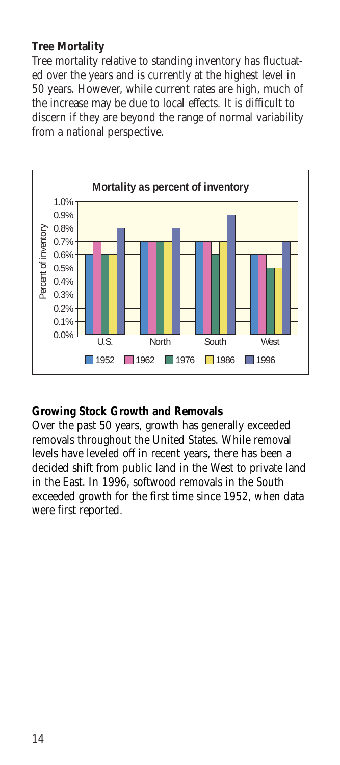## Tree Mortality

Tree mortality relative to standing inventory has fluctuated over the years and is currently at the highest level in 50 years. However, while current rates are high, much of the increase may be due to local effects. It is difficult to discern if they are beyond the range of normal variability from a national perspective.

**Mortality as percent of inventory**

| Region | 1952 | 1962 | 1976 | 1986 | 1996 |
|---|---|---|---|---|---|
| U.S. | 0.6% | 0.7% | 0.6% | 0.6% | 0.8% |
| North | 0.7% | 0.7% | 0.7% | 0.7% | 0.8% |
| South | 0.7% | 0.7% | 0.6% | 0.7% | 0.9% |
| West | 0.6% | 0.6% | 0.5% | 0.5% | 0.7% |

## Growing Stock Growth and Removals

Over the past 50 years, growth has generally exceeded removals throughout the United States. While removal levels have leveled off in recent years, there has been a decided shift from public land in the West to private land in the East. In 1996, softwood removals in the South exceeded growth for the first time since 1952, when data were first reported.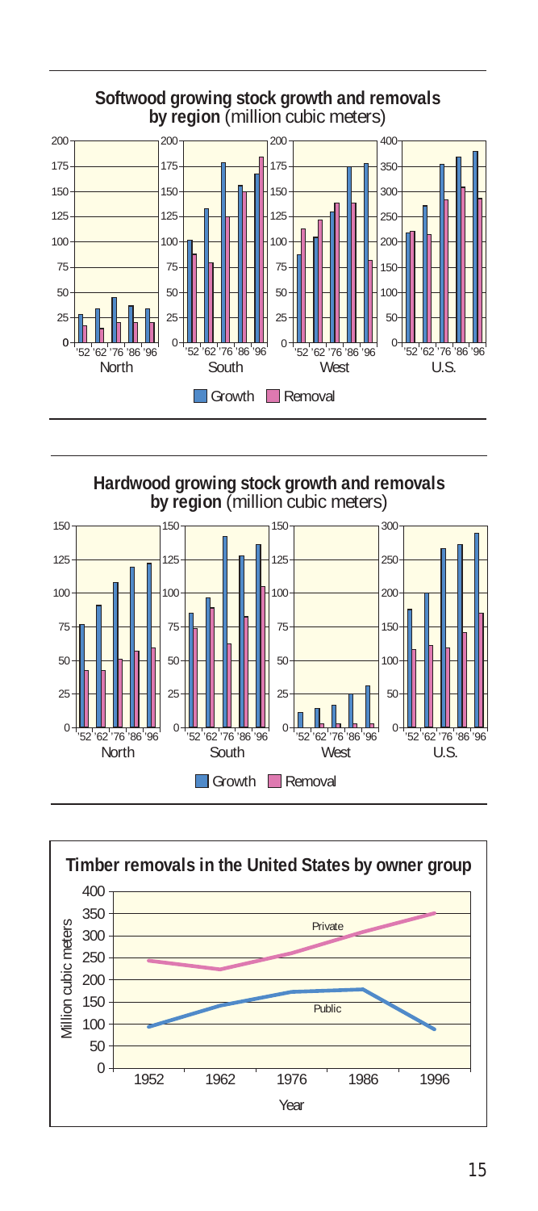**Softwood growing stock growth and removals by region** (million cubic meters)

North | South | West | U.S.

Growth | Removal

**Hardwood growing stock growth and removals by region** (million cubic meters)

North | South | West | U.S.

Growth | Removal

**Timber removals in the United States by owner group**

Million cubic meters

Private

Public

Year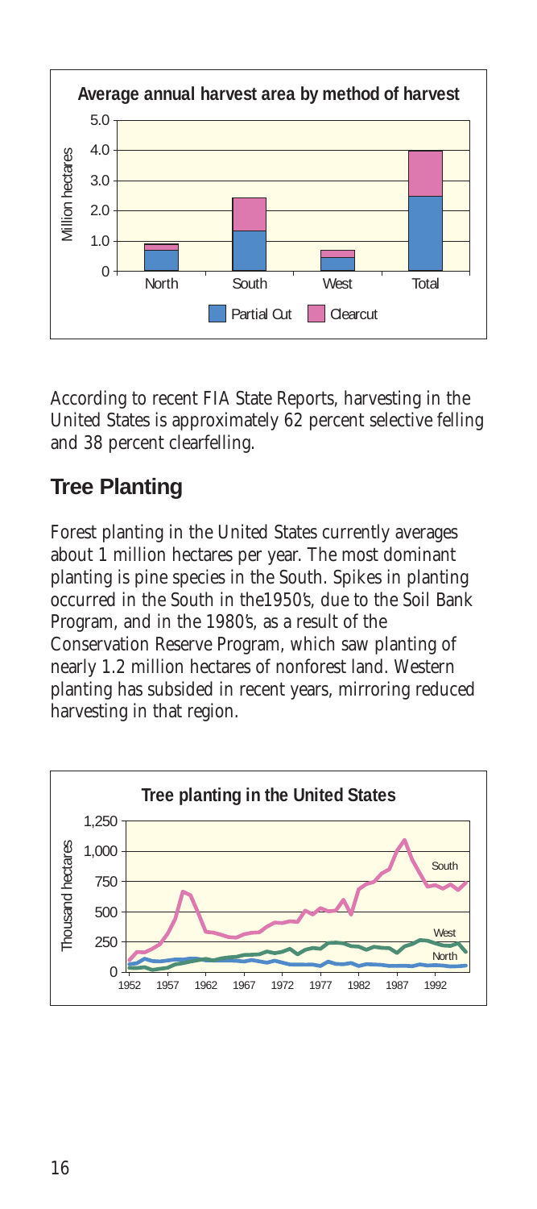**Average annual harvest area by method of harvest**

According to recent FIA State Reports, harvesting in the United States is approximately 62 percent selective felling and 38 percent clearfelling.

## Tree Planting

Forest planting in the United States currently averages about 1 million hectares per year. The most dominant planting is pine species in the South. Spikes in planting occurred in the South in the1950's, due to the Soil Bank Program, and in the 1980's, as a result of the Conservation Reserve Program, which saw planting of nearly 1.2 million hectares of nonforest land. Western planting has subsided in recent years, mirroring reduced harvesting in that region.

**Tree planting in the United States**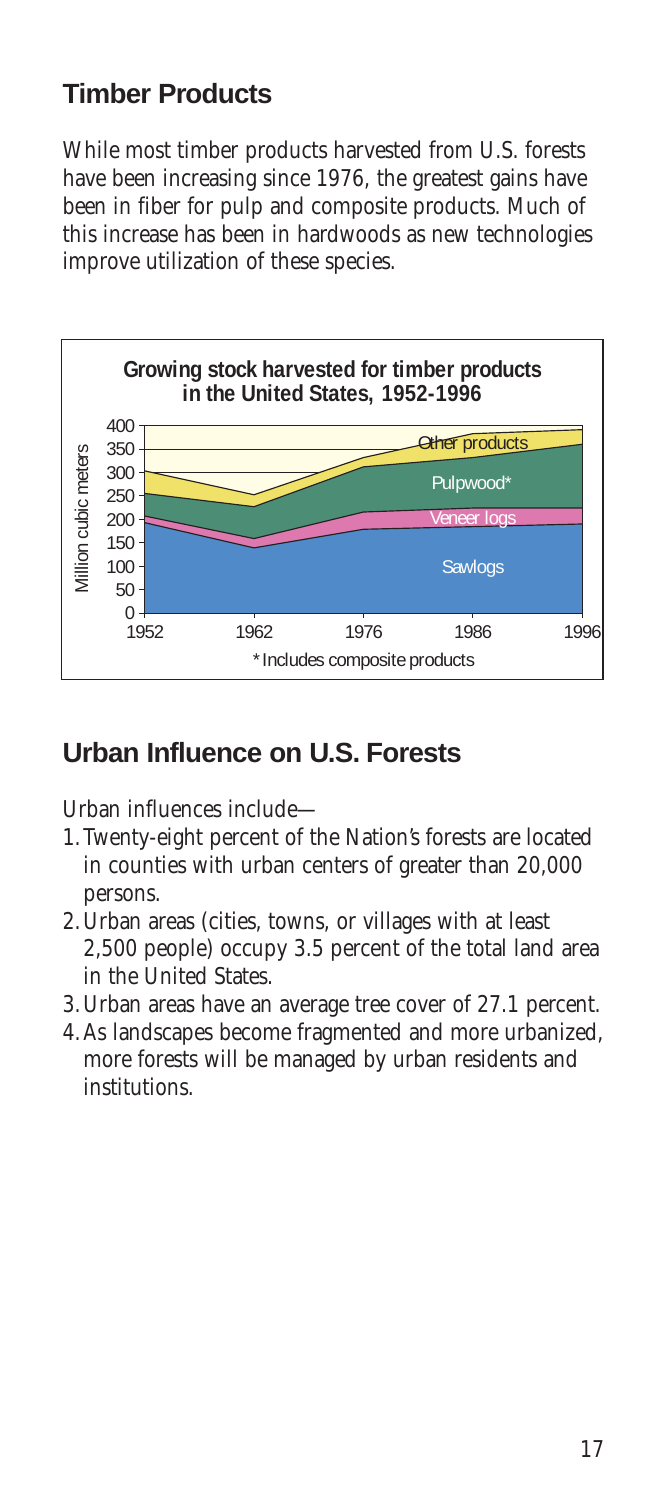## Timber Products

While most timber products harvested from U.S. forests have been increasing since 1976, the greatest gains have been in fiber for pulp and composite products. Much of this increase has been in hardwoods as new technologies improve utilization of these species.

**Growing stock harvested for timber products in the United States, 1952-1996**

*Includes composite products

## Urban Influence on U.S. Forests

Urban influences include—

1. Twenty-eight percent of the Nation's forests are located in counties with urban centers of greater than 20,000 persons.
2. Urban areas (cities, towns, or villages with at least 2,500 people) occupy 3.5 percent of the total land area in the United States.
3. Urban areas have an average tree cover of 27.1 percent.
4. As landscapes become fragmented and more urbanized, more forests will be managed by urban residents and institutions.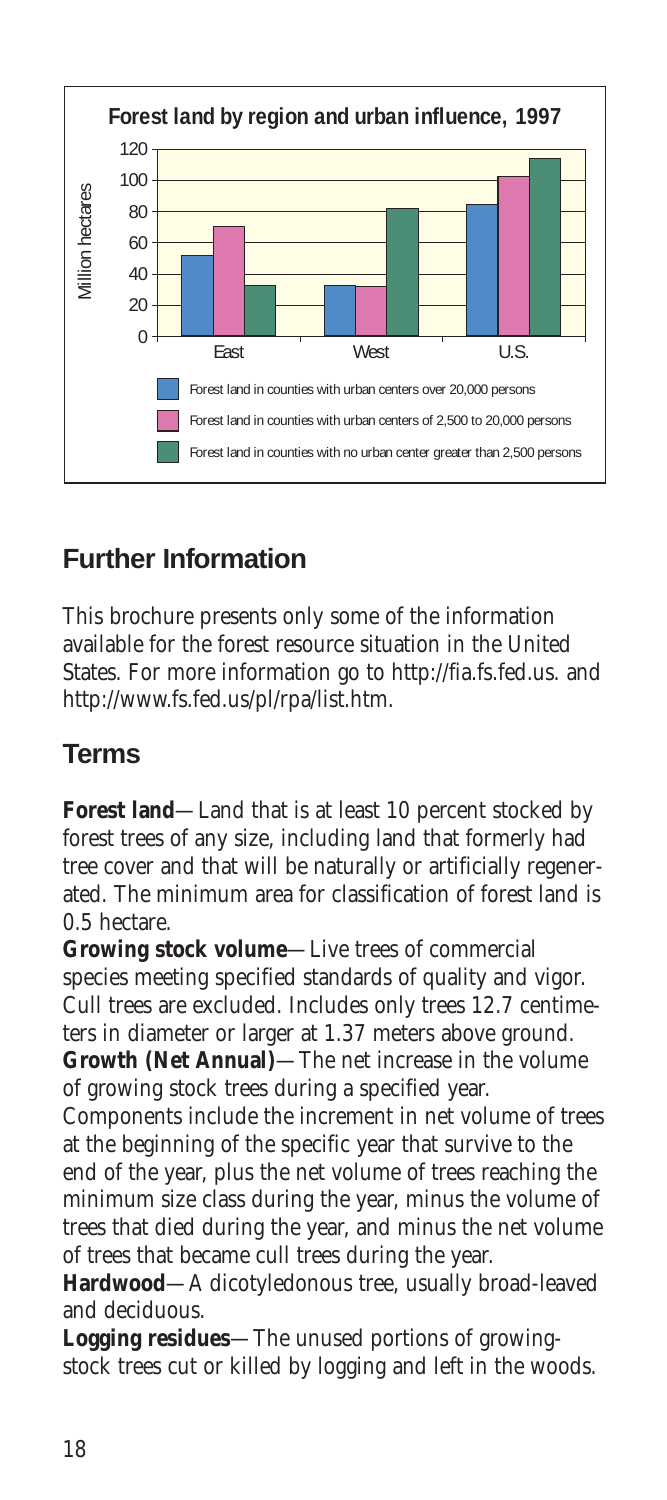**Forest land by region and urban influence, 1997**

- Forest land in counties with urban centers over 20,000 persons
- Forest land in counties with urban centers of 2,500 to 20,000 persons
- Forest land in counties with no urban center greater than 2,500 persons

## Further Information

This brochure presents only some of the information available for the forest resource situation in the United States. For more information go to http://fia.fs.fed.us. and http://www.fs.fed.us/pl/rpa/list.htm.

## Terms

**Forest land**—Land that is at least 10 percent stocked by forest trees of any size, including land that formerly had tree cover and that will be naturally or artificially regenerated. The minimum area for classification of forest land is 0.5 hectare.

**Growing stock volume**—Live trees of commercial species meeting specified standards of quality and vigor. Cull trees are excluded. Includes only trees 12.7 centimeters in diameter or larger at 1.37 meters above ground.

**Growth (Net Annual)**—The net increase in the volume of growing stock trees during a specified year. Components include the increment in net volume of trees at the beginning of the specific year that survive to the end of the year, plus the net volume of trees reaching the minimum size class during the year, minus the volume of trees that died during the year, and minus the net volume of trees that became cull trees during the year.

**Hardwood**—A dicotyledonous tree, usually broad-leaved and deciduous.

**Logging residues**—The unused portions of growing-stock trees cut or killed by logging and left in the woods.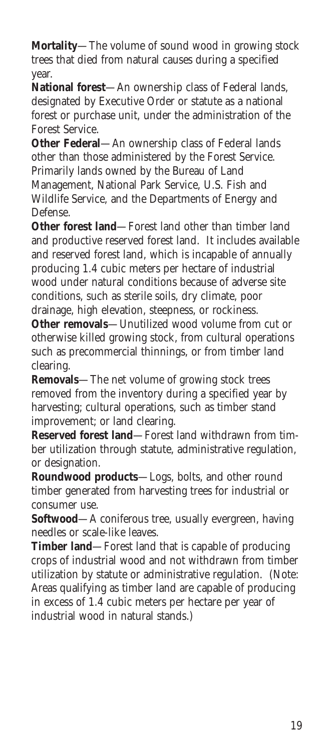**Mortality**—The volume of sound wood in growing stock trees that died from natural causes during a specified year.

**National forest**—An ownership class of Federal lands, designated by Executive Order or statute as a national forest or purchase unit, under the administration of the Forest Service.

**Other Federal**—An ownership class of Federal lands other than those administered by the Forest Service. Primarily lands owned by the Bureau of Land Management, National Park Service, U.S. Fish and Wildlife Service, and the Departments of Energy and Defense.

**Other forest land**—Forest land other than timber land and productive reserved forest land. It includes available and reserved forest land, which is incapable of annually producing 1.4 cubic meters per hectare of industrial wood under natural conditions because of adverse site conditions, such as sterile soils, dry climate, poor drainage, high elevation, steepness, or rockiness.

**Other removals**—Unutilized wood volume from cut or otherwise killed growing stock, from cultural operations such as precommercial thinnings, or from timber land clearing.

**Removals**—The net volume of growing stock trees removed from the inventory during a specified year by harvesting; cultural operations, such as timber stand improvement; or land clearing.

**Reserved forest land**—Forest land withdrawn from timber utilization through statute, administrative regulation, or designation.

**Roundwood products**—Logs, bolts, and other round timber generated from harvesting trees for industrial or consumer use.

**Softwood**—A coniferous tree, usually evergreen, having needles or scale-like leaves.

**Timber land**—Forest land that is capable of producing crops of industrial wood and not withdrawn from timber utilization by statute or administrative regulation. (Note: Areas qualifying as timber land are capable of producing in excess of 1.4 cubic meters per hectare per year of industrial wood in natural stands.)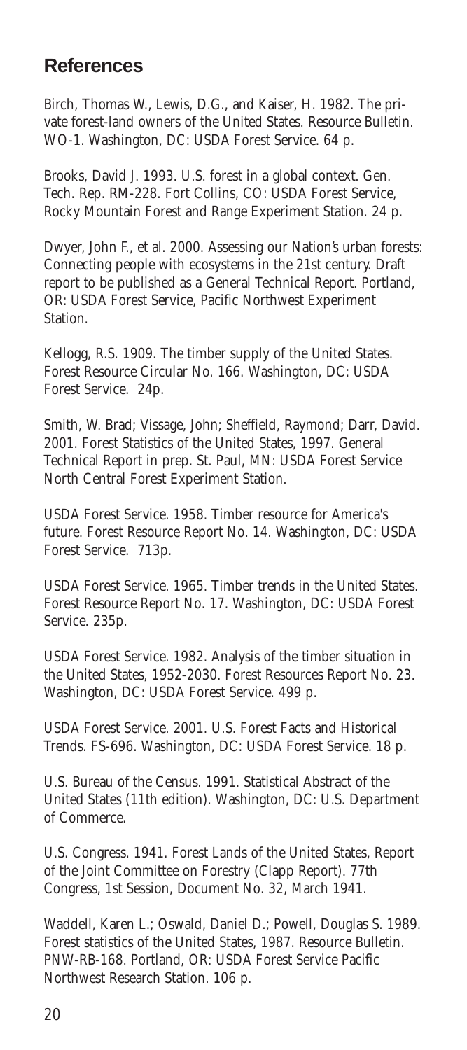## References

Birch, Thomas W., Lewis, D.G., and Kaiser, H. 1982. The private forest-land owners of the United States. Resource Bulletin. WO-1. Washington, DC: USDA Forest Service. 64 p.

Brooks, David J. 1993. U.S. forest in a global context. Gen. Tech. Rep. RM-228. Fort Collins, CO: USDA Forest Service, Rocky Mountain Forest and Range Experiment Station. 24 p.

Dwyer, John F., et al. 2000. Assessing our Nation's urban forests: Connecting people with ecosystems in the 21st century. Draft report to be published as a General Technical Report. Portland, OR: USDA Forest Service, Pacific Northwest Experiment Station.

Kellogg, R.S. 1909. The timber supply of the United States. Forest Resource Circular No. 166. Washington, DC: USDA Forest Service. 24p.

Smith, W. Brad; Vissage, John; Sheffield, Raymond; Darr, David. 2001. Forest Statistics of the United States, 1997. General Technical Report in prep. St. Paul, MN: USDA Forest Service North Central Forest Experiment Station.

USDA Forest Service. 1958. Timber resource for America's future. Forest Resource Report No. 14. Washington, DC: USDA Forest Service. 713p.

USDA Forest Service. 1965. Timber trends in the United States. Forest Resource Report No. 17. Washington, DC: USDA Forest Service. 235p.

USDA Forest Service. 1982. Analysis of the timber situation in the United States, 1952-2030. Forest Resources Report No. 23. Washington, DC: USDA Forest Service. 499 p.

USDA Forest Service. 2001. U.S. Forest Facts and Historical Trends. FS-696. Washington, DC: USDA Forest Service. 18 p.

U.S. Bureau of the Census. 1991. Statistical Abstract of the United States (11th edition). Washington, DC: U.S. Department of Commerce.

U.S. Congress. 1941. Forest Lands of the United States, Report of the Joint Committee on Forestry (Clapp Report). 77th Congress, 1st Session, Document No. 32, March 1941.

Waddell, Karen L.; Oswald, Daniel D.; Powell, Douglas S. 1989. Forest statistics of the United States, 1987. Resource Bulletin. PNW-RB-168. Portland, OR: USDA Forest Service Pacific Northwest Research Station. 106 p.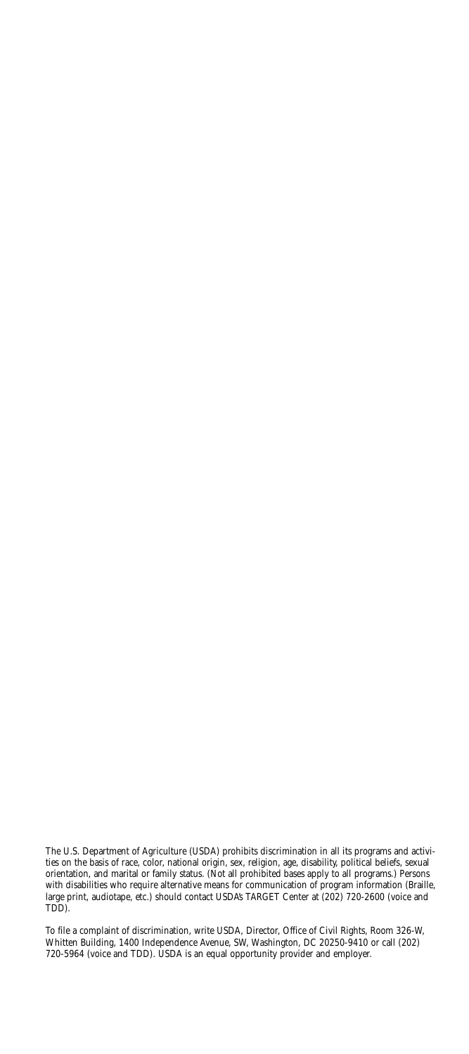The U.S. Department of Agriculture (USDA) prohibits discrimination in all its programs and activities on the basis of race, color, national origin, sex, religion, age, disability, political beliefs, sexual orientation, and marital or family status. (Not all prohibited bases apply to all programs.) Persons with disabilities who require alternative means for communication of program information (Braille, large print, audiotape, etc.) should contact USDA's TARGET Center at (202) 720-2600 (voice and TDD).

To file a complaint of discrimination, write USDA, Director, Office of Civil Rights, Room 326-W, Whitten Building, 1400 Independence Avenue, SW, Washington, DC 20250-9410 or call (202) 720-5964 (voice and TDD). USDA is an equal opportunity provider and employer.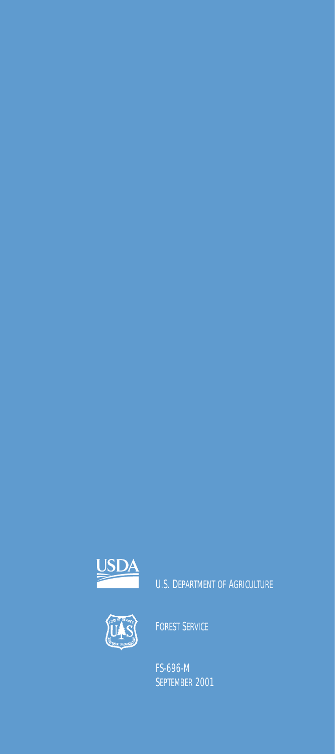U.S. Department of Agriculture

Forest Service

FS-696-M
September 2001